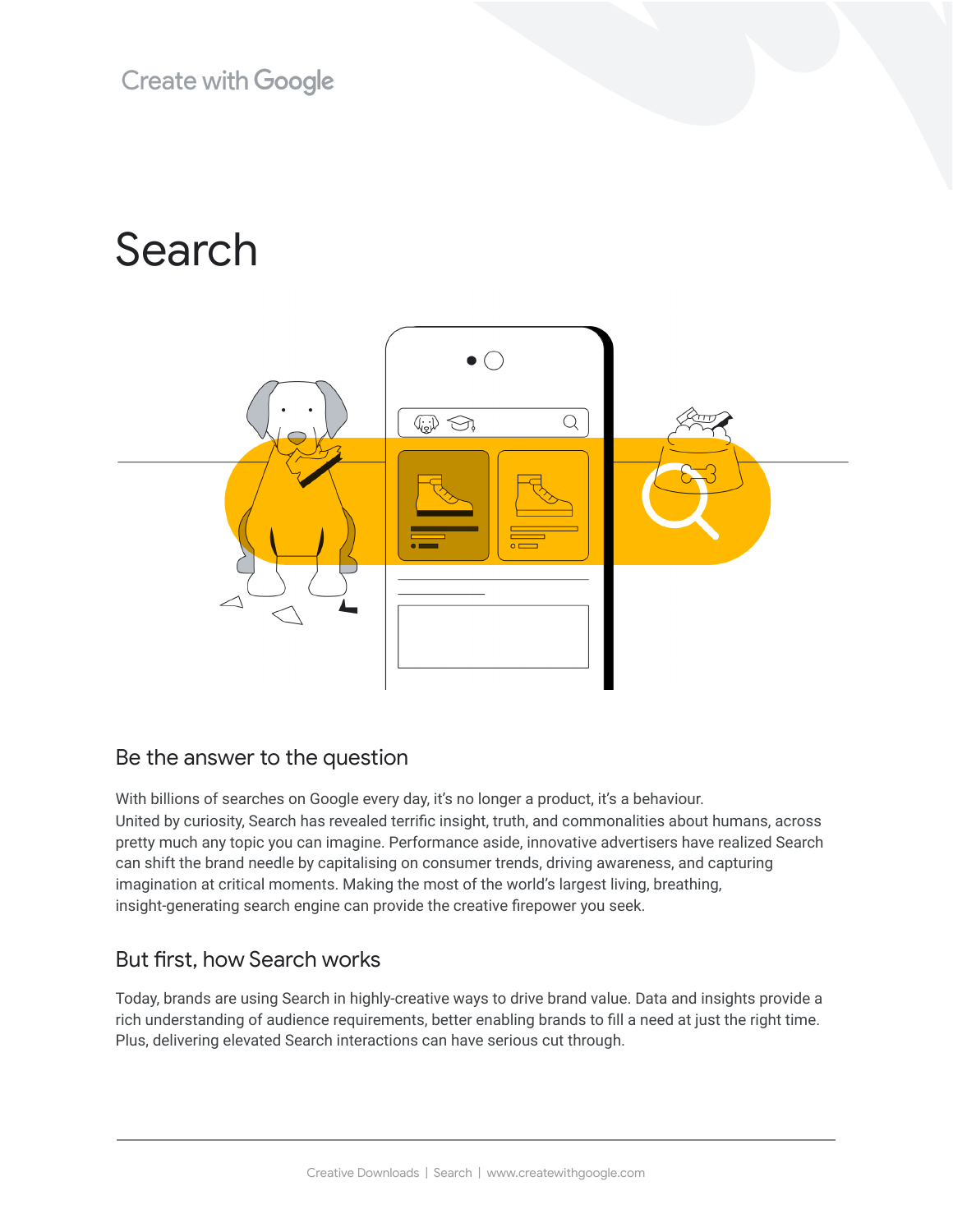Create with Google

# Search

## Be the answer to the question

With billions of searches on Google every day, it's no longer a product, it's a behaviour. United by curiosity, Search has revealed terrific insight, truth, and commonalities about humans, across pretty much any topic you can imagine. Performance aside, innovative advertisers have realized Search can shift the brand needle by capitalising on consumer trends, driving awareness, and capturing imagination at critical moments. Making the most of the world's largest living, breathing, insight-generating search engine can provide the creative firepower you seek.

## But first, how Search works

Today, brands are using Search in highly-creative ways to drive brand value. Data and insights provide a rich understanding of audience requirements, better enabling brands to fill a need at just the right time. Plus, delivering elevated Search interactions can have serious cut through.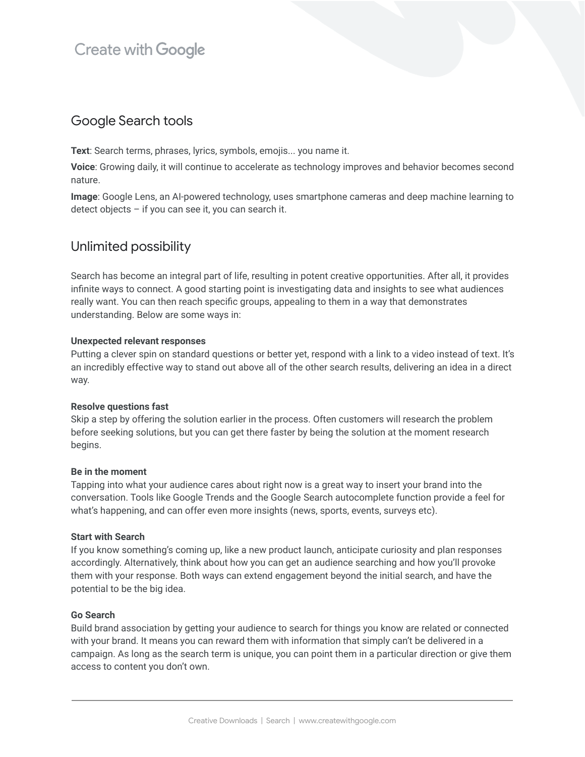## Google Search tools

**Text**: Search terms, phrases, lyrics, symbols, emojis... you name it.

**Voice**: Growing daily, it will continue to accelerate as technology improves and behavior becomes second nature.

**Image**: Google Lens, an AI-powered technology, uses smartphone cameras and deep machine learning to detect objects – if you can see it, you can search it.

## Unlimited possibility

Search has become an integral part of life, resulting in potent creative opportunities. After all, it provides infinite ways to connect. A good starting point is investigating data and insights to see what audiences really want. You can then reach specific groups, appealing to them in a way that demonstrates understanding. Below are some ways in:

**Unexpected relevant responses**
Putting a clever spin on standard questions or better yet, respond with a link to a video instead of text. It's an incredibly effective way to stand out above all of the other search results, delivering an idea in a direct way.

**Resolve questions fast**
Skip a step by offering the solution earlier in the process. Often customers will research the problem before seeking solutions, but you can get there faster by being the solution at the moment research begins.

**Be in the moment**
Tapping into what your audience cares about right now is a great way to insert your brand into the conversation. Tools like Google Trends and the Google Search autocomplete function provide a feel for what's happening, and can offer even more insights (news, sports, events, surveys etc).

**Start with Search**
If you know something's coming up, like a new product launch, anticipate curiosity and plan responses accordingly. Alternatively, think about how you can get an audience searching and how you'll provoke them with your response. Both ways can extend engagement beyond the initial search, and have the potential to be the big idea.

**Go Search**
Build brand association by getting your audience to search for things you know are related or connected with your brand. It means you can reward them with information that simply can't be delivered in a campaign. As long as the search term is unique, you can point them in a particular direction or give them access to content you don't own.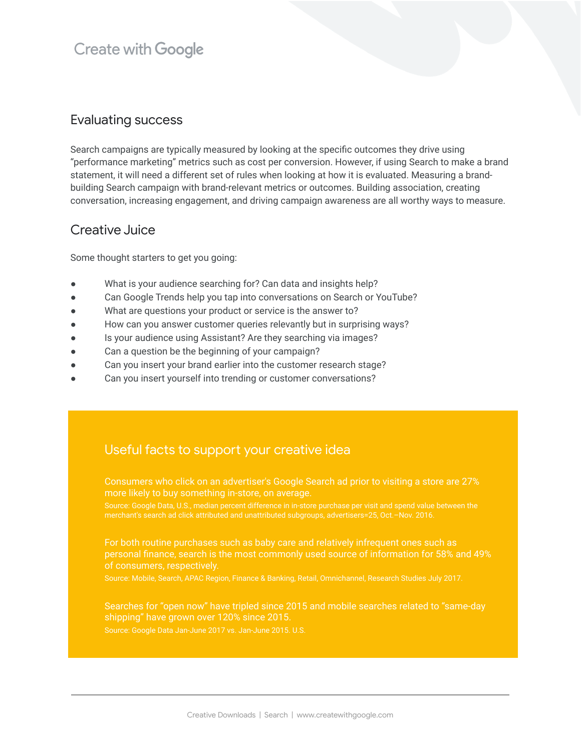## Evaluating success

Search campaigns are typically measured by looking at the specific outcomes they drive using "performance marketing" metrics such as cost per conversion. However, if using Search to make a brand statement, it will need a different set of rules when looking at how it is evaluated. Measuring a brand-building Search campaign with brand-relevant metrics or outcomes. Building association, creating conversation, increasing engagement, and driving campaign awareness are all worthy ways to measure.

## Creative Juice

Some thought starters to get you going:

- What is your audience searching for? Can data and insights help?
- Can Google Trends help you tap into conversations on Search or YouTube?
- What are questions your product or service is the answer to?
- How can you answer customer queries relevantly but in surprising ways?
- Is your audience using Assistant? Are they searching via images?
- Can a question be the beginning of your campaign?
- Can you insert your brand earlier into the customer research stage?
- Can you insert yourself into trending or customer conversations?

### Useful facts to support your creative idea

Consumers who click on an advertiser's Google Search ad prior to visiting a store are 27% more likely to buy something in-store, on average.

Source: Google Data, U.S., median percent difference in in-store purchase per visit and spend value between the merchant's search ad click attributed and unattributed subgroups, advertisers=25, Oct.–Nov. 2016.

For both routine purchases such as baby care and relatively infrequent ones such as personal finance, search is the most commonly used source of information for 58% and 49% of consumers, respectively.

Source: Mobile, Search, APAC Region, Finance & Banking, Retail, Omnichannel, Research Studies July 2017.

Searches for "open now" have tripled since 2015 and mobile searches related to "same-day shipping" have grown over 120% since 2015.

Source: Google Data Jan-June 2017 vs. Jan-June 2015. U.S.